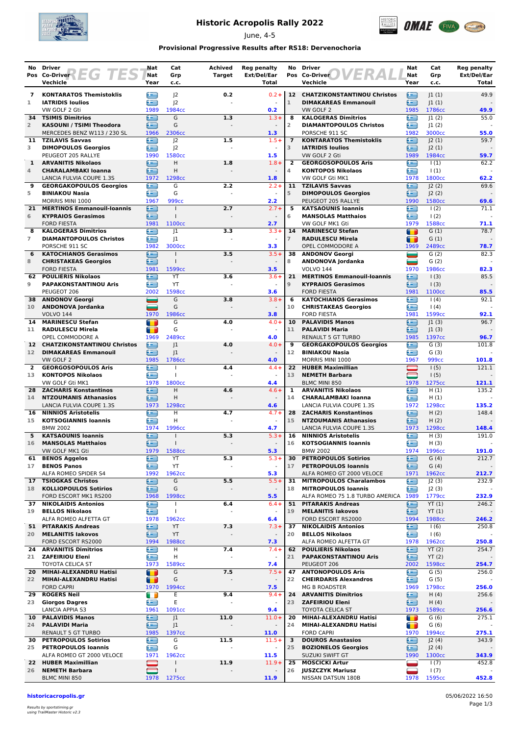# Historic Acropolis Rally 2022

June, 4-5

**Provisional Progressive Results after RS18: Dervenochoria**

## REG TEST

| No | Pos | Driver / Co-Driver / Vechicle | Nat / Nat / Year | Cat / Grp / c.c. | Achived Target | Reg penalty Ext/Del/Ear | Total |
|---|---|---|---|---|---|---|---|
| 7 | 1 | **KONTARATOS Themistoklis** / **IATRIDIS Ioulios** / VW GOLF 2 Gti | 1989 | J2 / J2 / 1984cc | 0.2 | 0.2+ / - | 0.2 |
| 34 | 2 | **TSIMIS Dimitrios** / **KASOUNI / TSIMI Theodora** / MERCEDES BENZ W113 / 230 SL | 1966 | G / G / 2306cc | 1.3 | 1.3+ / - | 1.3 |
| 11 | 3 | **TZILAVIS Savvas** / **DIMOPOULOS Georgios** / PEUGEOT 205 RALLYE | 1990 | J2 / J2 / 1580cc | 1.5 | 1.5+ / - | 1.5 |
| 1 | 4 | **ARVANITIS Nikolaos** / **CHARALAMBAKI Ioanna** / LANCIA FULVIA COUPE 1.3S | 1972 | H / H / 1298cc | 1.8 | 1.8+ / - | 1.8 |
| 9 | 5 | **GEORGAKOPOULOS Georgios** / **BINIAKOU Nasia** / MORRIS MINI 1000 | 1967 | G / G / 999cc | 2.2 | 2.2+ / - | 2.2 |
| 21 | 6 | **MERTINOS Emmanouil-Ioannis** / **KYPRAIOS Gerasimos** / FORD FIESTA | 1981 | I / I / 1100cc | 2.7 | 2.7+ / - | 2.7 |
| 8 | 7 | **KALOGERAS Dimitrios** / **DIAMANTOPOULOS Christos** / PORSCHE 911 SC | 1982 | J1 / J1 / 3000cc | 3.3 | 3.3+ / - | 3.3 |
| 6 | 8 | **KATOCHIANOS Gerasimos** / **CHRISTAKEAS Georgios** / FORD FIESTA | 1981 | I / I / 1599cc | 3.5 | 3.5+ / - | 3.5 |
| 62 | 9 | **POULIERIS Nikolaos** / **PAPAKONSTANTINOU Aris** / PEUGEOT 206 | 2002 | YT / YT / 1598cc | 3.6 | 3.6+ / - | 3.6 |
| 38 | 10 | **ANDONOV Georgi** / **ANDONOVA Jordanka** / VOLVO 144 | 1970 | G / G / 1986cc | 3.8 | 3.8+ / - | 3.8 |
| 14 | 11 | **MARINESCU Stefan** / **RADULESCU Mirela** / OPEL COMMODORE A | 1969 | G / G / 2489cc | 4.0 | 4.0+ / - | 4.0 |
| 12 | 12 | **CHATZIKONSTANTINOU Christos** / **DIMAKAREAS Emmanouil** / VW GOLF 2 | 1985 | J1 / J1 / 1786cc | 4.0 | 4.0+ / - | 4.0 |
| 2 | 13 | **GEORGOSOPOULOS Aris** / **KONTOPOS Nikolaos** / VW GOLF Gti MK1 | 1978 | I / I / 1800cc | 4.4 | 4.4+ / - | 4.4 |
| 28 | 14 | **ZACHARIS Konstantinos** / **NTZOUMANIS Athanasios** / LANCIA FULVIA COUPE 1.3S | 1973 | H / H / 1298cc | 4.6 | 4.6+ / - | 4.6 |
| 16 | 15 | **NINNIOS Aristotelis** / **KOTSOGIANNIS Ioannis** / BMW 2002 | 1974 | H / H / 1996cc | 4.7 | 4.7+ / - | 4.7 |
| 5 | 16 | **KATSAOUNIS Ioannis** / **MANSOLAS Matthaios** / VW GOLF MK1 Gti | 1979 | I / I / 1588cc | 5.3 | 5.3+ / - | 5.3 |
| 61 | 17 | **BENOS Aggelos** / **BENOS Panos** / ALFA ROMEO SPIDER S4 | 1992 | YT / YT / 1962cc | 5.3 | 5.3+ / - | 5.3 |
| 17 | 18 | **TSIOGKAS Christos** / **KOLLIOPOULOS Sotirios** / FORD ESCORT MK1 RS200 | 1968 | G / G / 1998cc | 5.5 | 5.5+ / - | 5.5 |
| 37 | 19 | **NIKOLAIDIS Antonios** / **BELLOS Nikolaos** / ALFA ROMEO ALFETTA GT | 1978 | I / I / 1962cc | 6.4 | 6.4+ / - | 6.4 |
| 51 | 20 | **PITARAKIS Andreas** / **MELANITIS Iakovos** / FORD ESCORT RS2000 | 1994 | YT / YT / 1988cc | 7.3 | 7.3+ / - | 7.3 |
| 24 | 21 | **ARVANITIS Dimitrios** / **ZAFEIRIOU Eleni** / TOYOTA CELICA ST | 1973 | H / H / 1589cc | 7.4 | 7.4+ / - | 7.4 |
| 20 | 22 | **MIHAI-ALEXANDRU Hatisi** / **MIHAI-ALEXANDRU Hatisi** / FORD CAPRI | 1970 | G / G / 1994cc | 7.5 | 7.5+ / - | 7.5 |
| 29 | 23 | **ROGERS Neil** / **Giorgos Dagres** / LANCIA APPIA S3 | 1961 | E / E / 1091cc | 9.4 | 9.4+ / - | 9.4 |
| 10 | 24 | **PALAVIDIS Manos** / **PALAVIDI Maria** / RENAULT 5 GT TURBO | 1985 | J1 / J1 / 1397cc | 11.0 | 11.0+ / - | 11.0 |
| 30 | 25 | **PETROPOULOS Sotirios** / **PETROPOULOS Ioannis** / ALFA ROMEO GT 2000 VELOCE | 1971 | G / G / 1962cc | 11.5 | 11.5+ / - | 11.5 |
| 22 | 26 | **HUBER Maximillian** / **NEMETH Barbara** / BLMC MINI 850 | 1978 | I / I / 1275cc | 11.9 | 11.9+ / - | 11.9 |

## OVERALL

| No | Pos | Driver / Co-Driver / Vechicle | Nat / Nat / Year | Cat / Grp / c.c. | Reg penalty Ext/Del/Ear | Total |
|---|---|---|---|---|---|---|
| 12 | 1 | **CHATZIKONSTANTINOU Christos** / **DIMAKAREAS Emmanouil** / VW GOLF 2 | 1985 | J1 (1) / J1 (1) / 1786cc | 49.9 / - | 49.9 |
| 8 | 2 | **KALOGERAS Dimitrios** / **DIAMANTOPOULOS Christos** / PORSCHE 911 SC | 1982 | J1 (2) / J1 (2) / 3000cc | 55.0 / - | 55.0 |
| 7 | 3 | **KONTARATOS Themistoklis** / **IATRIDIS Ioulios** / VW GOLF 2 Gti | 1989 | J2 (1) / J2 (1) / 1984cc | 59.7 / - | 59.7 |
| 2 | 4 | **GEORGOSOPOULOS Aris** / **KONTOPOS Nikolaos** / VW GOLF Gti MK1 | 1978 | I (1) / I (1) / 1800cc | 62.2 / - | 62.2 |
| 11 | 5 | **TZILAVIS Savvas** / **DIMOPOULOS Georgios** / PEUGEOT 205 RALLYE | 1990 | J2 (2) / J2 (2) / 1580cc | 69.6 / - | 69.6 |
| 5 | 6 | **KATSAOUNIS Ioannis** / **MANSOLAS Matthaios** / VW GOLF MK1 Gti | 1979 | I (2) / I (2) / 1588cc | 71.1 / - | 71.1 |
| 14 | 7 | **MARINESCU Stefan** / **RADULESCU Mirela** / OPEL COMMODORE A | 1969 | G (1) / G (1) / 2489cc | 78.7 / - | 78.7 |
| 38 | 8 | **ANDONOV Georgi** / **ANDONOVA Jordanka** / VOLVO 144 | 1970 | G (2) / G (2) / 1986cc | 82.3 / - | 82.3 |
| 21 | 9 | **MERTINOS Emmanouil-Ioannis** / **KYPRAIOS Gerasimos** / FORD FIESTA | 1981 | I (3) / I (3) / 1100cc | 85.5 / - | 85.5 |
| 6 | 10 | **KATOCHIANOS Gerasimos** / **CHRISTAKEAS Georgios** / FORD FIESTA | 1981 | I (4) / I (4) / 1599cc | 92.1 / - | 92.1 |
| 10 | 11 | **PALAVIDIS Manos** / **PALAVIDI Maria** / RENAULT 5 GT TURBO | 1985 | J1 (3) / J1 (3) / 1397cc | 96.7 / - | 96.7 |
| 9 | 12 | **GEORGAKOPOULOS Georgios** / **BINIAKOU Nasia** / MORRIS MINI 1000 | 1967 | G (3) / G (3) / 999cc | 101.8 / - | 101.8 |
| 22 | 13 | **HUBER Maximillian** / **NEMETH Barbara** / BLMC MINI 850 | 1978 | I (5) / I (5) / 1275cc | 121.1 / - | 121.1 |
| 1 | 14 | **ARVANITIS Nikolaos** / **CHARALAMBAKI Ioanna** / LANCIA FULVIA COUPE 1.3S | 1972 | H (1) / H (1) / 1298cc | 135.2 / - | 135.2 |
| 28 | 15 | **ZACHARIS Konstantinos** / **NTZOUMANIS Athanasios** / LANCIA FULVIA COUPE 1.3S | 1973 | H (2) / H (2) / 1298cc | 148.4 / - | 148.4 |
| 16 | 16 | **NINNIOS Aristotelis** / **KOTSOGIANNIS Ioannis** / BMW 2002 | 1974 | H (3) / H (3) / 1996cc | 191.0 / - | 191.0 |
| 30 | 17 | **PETROPOULOS Sotirios** / **PETROPOULOS Ioannis** / ALFA ROMEO GT 2000 VELOCE | 1971 | G (4) / G (4) / 1962cc | 212.7 / - | 212.7 |
| 31 | 18 | **MITROPOULOS Charalambos** / **MITROPOULOS Ioannis** / ALFA ROMEO 75 1.8 TURBO AMERICA | 1989 | J2 (3) / J2 (3) / 1779cc | 232.9 / - | 232.9 |
| 51 | 19 | **PITARAKIS Andreas** / **MELANITIS Iakovos** / FORD ESCORT RS2000 | 1994 | YT (1) / YT (1) / 1988cc | 246.2 / - | 246.2 |
| 37 | 20 | **NIKOLAIDIS Antonios** / **BELLOS Nikolaos** / ALFA ROMEO ALFETTA GT | 1978 | I (6) / I (6) / 1962cc | 250.8 / - | 250.8 |
| 62 | 21 | **POULIERIS Nikolaos** / **PAPAKONSTANTINOU Aris** / PEUGEOT 206 | 2002 | YT (2) / YT (2) / 1598cc | 254.7 / - | 254.7 |
| 47 | 22 | **ANTONOPOULOS Aris** / **CHEIRDARIS Alexandros** / MG B ROADSTER | 1969 | G (5) / G (5) / 1798cc | 256.0 / - | 256.0 |
| 24 | 23 | **ARVANITIS Dimitrios** / **ZAFEIRIOU Eleni** / TOYOTA CELICA ST | 1973 | H (4) / H (4) / 1589cc | 256.6 / - | 256.6 |
| 20 | 24 | **MIHAI-ALEXANDRU Hatisi** / **MIHAI-ALEXANDRU Hatisi** / FORD CAPRI | 1970 | G (6) / G (6) / 1994cc | 275.1 / - | 275.1 |
| 3 | 25 | **DOUROS Anastasios** / **BOZIONELOS Georgios** / SUZUKI SWIFT GT | 1990 | J2 (4) / J2 (4) / 1300cc | 343.9 / - | 343.9 |
| 25 | 26 | **MOSCICKI Artur** / **JUSZCZYK Mariusz** / NISSAN DATSUN 180B | 1978 | I (7) / I (7) / 1595cc | 452.8 / - | 452.8 |

**historicacropolis.gr**

*Results by sportstiming.gr*
*using TrailMaster Historic v2.3*

05/06/2022 16:50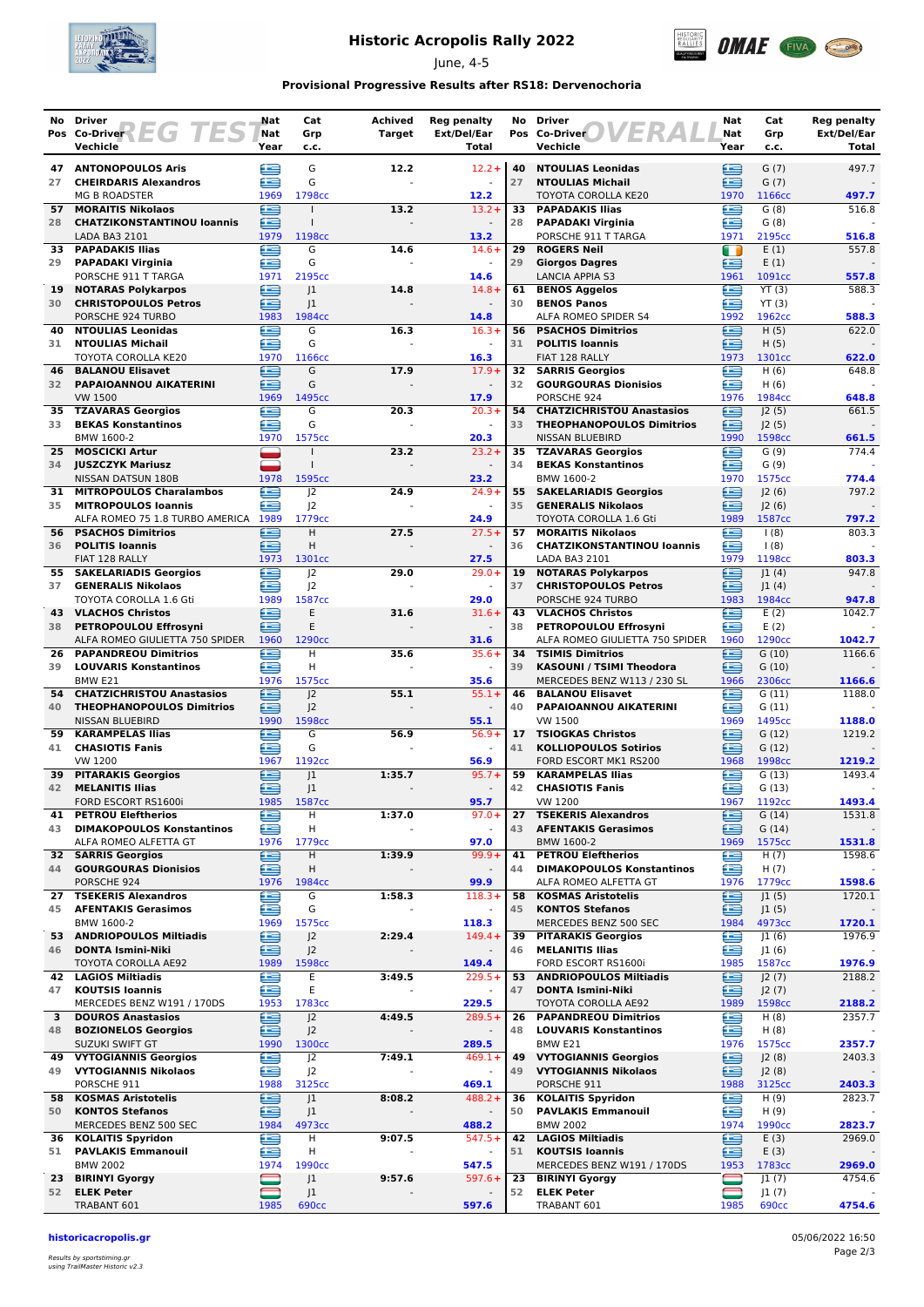# Historic Acropolis Rally 2022

June, 4-5

**Provisional Progressive Results after RS18: Dervenochoria**

## REG TEST

| No | Pos | Driver / Co-Driver / Vehicle | Nat | Cat / Grp / c.c. | Year | Achived Target | Reg penalty Ext/Del/Ear | Total |
|---|---|---|---|---|---|---|---|---|
| 47 | 27 | **ANTONOPOULOS Aris** / **CHEIRDARIS Alexandros** / MG B ROADSTER | GR | G / G / 1798cc | 1969 | 12.2 | 12.2+ | 12.2 |
| 57 | 28 | **MORAITIS Nikolaos** / **CHATZIKONSTANTINOU Ioannis** / LADA BA3 2101 | GR | I / I / 1198cc | 1979 | 13.2 | 13.2+ | 13.2 |
| 33 | 29 | **PAPADAKIS Ilias** / **PAPADAKI Virginia** / PORSCHE 911 T TARGA | GR | G / G / 2195cc | 1971 | 14.6 | 14.6+ | 14.6 |
| 19 | 30 | **NOTARAS Polykarpos** / **CHRISTOPOULOS Petros** / PORSCHE 924 TURBO | GR | J1 / J1 / 1984cc | 1983 | 14.8 | 14.8+ | 14.8 |
| 40 | 31 | **NTOULIAS Leonidas** / **NTOULIAS Michail** / TOYOTA COROLLA KE20 | GR | G / G / 1166cc | 1970 | 16.3 | 16.3+ | 16.3 |
| 46 | 32 | **BALANOU Elisavet** / **PAPAIOANNOU AIKATERINI** / VW 1500 | GR | G / G / 1495cc | 1969 | 17.9 | 17.9+ | 17.9 |
| 35 | 33 | **TZAVARAS Georgios** / **BEKAS Konstantinos** / BMW 1600-2 | GR | G / G / 1575cc | 1970 | 20.3 | 20.3+ | 20.3 |
| 25 | 34 | **MOSCICKI Artur** / **JUSZCZYK Mariusz** / NISSAN DATSUN 180B | PL | I / I / 1595cc | 1978 | 23.2 | 23.2+ | 23.2 |
| 31 | 35 | **MITROPOULOS Charalambos** / **MITROPOULOS Ioannis** / ALFA ROMEO 75 1.8 TURBO AMERICA | GR | J2 / J2 / 1779cc | 1989 | 24.9 | 24.9+ | 24.9 |
| 56 | 36 | **PSACHOS Dimitrios** / **POLITIS Ioannis** / FIAT 128 RALLY | GR | H / H / 1301cc | 1973 | 27.5 | 27.5+ | 27.5 |
| 55 | 37 | **SAKELARIADIS Georgios** / **GENERALIS Nikolaos** / TOYOTA COROLLA 1.6 Gti | GR | J2 / J2 / 1587cc | 1989 | 29.0 | 29.0+ | 29.0 |
| 43 | 38 | **VLACHOS Christos** / **PETROPOULOU Effrosyni** / ALFA ROMEO GIULIETTA 750 SPIDER | GR | E / E / 1290cc | 1960 | 31.6 | 31.6+ | 31.6 |
| 26 | 39 | **PAPANDREOU Dimitrios** / **LOUVARIS Konstantinos** / BMW E21 | GR | H / H / 1575cc | 1976 | 35.6 | 35.6+ | 35.6 |
| 54 | 40 | **CHATZICHRISTOU Anastasios** / **THEOPHANOPOULOS Dimitrios** / NISSAN BLUEBIRD | GR | J2 / J2 / 1598cc | 1990 | 55.1 | 55.1+ | 55.1 |
| 59 | 41 | **KARAMPELAS Ilias** / **CHASIOTIS Fanis** / VW 1200 | GR | G / G / 1192cc | 1967 | 56.9 | 56.9+ | 56.9 |
| 39 | 42 | **PITARAKIS Georgios** / **MELANITIS Ilias** / FORD ESCORT RS1600i | GR | J1 / J1 / 1587cc | 1985 | 1:35.7 | 95.7+ | 95.7 |
| 41 | 43 | **PETROU Eleftherios** / **DIMAKOPOULOS Konstantinos** / ALFA ROMEO ALFETTA GT | GR | H / H / 1779cc | 1976 | 1:37.0 | 97.0+ | 97.0 |
| 32 | 44 | **SARRIS Georgios** / **GOURGOURAS Dionisios** / PORSCHE 924 | GR | H / H / 1984cc | 1976 | 1:39.9 | 99.9+ | 99.9 |
| 27 | 45 | **TSEKERIS Alexandros** / **AFENTAKIS Gerasimos** / BMW 1600-2 | GR | G / G / 1575cc | 1969 | 1:58.3 | 118.3+ | 118.3 |
| 53 | 46 | **ANDRIOPOULOS Miltiadis** / **DONTA Ismini-Niki** / TOYOTA COROLLA AE92 | GR | J2 / J2 / 1598cc | 1989 | 2:29.4 | 149.4+ | 149.4 |
| 42 | 47 | **LAGIOS Miltiadis** / **KOUTSIS Ioannis** / MERCEDES BENZ W191 / 170DS | GR | E / E / 1783cc | 1953 | 3:49.5 | 229.5+ | 229.5 |
| 3 | 48 | **DOUROS Anastasios** / **BOZIONELOS Georgios** / SUZUKI SWIFT GT | GR | J2 / J2 / 1300cc | 1990 | 4:49.5 | 289.5+ | 289.5 |
| 49 | 49 | **VYTOGIANNIS Georgios** / **VYTOGIANNIS Nikolaos** / PORSCHE 911 | GR | J2 / J2 / 3125cc | 1988 | 7:49.1 | 469.1+ | 469.1 |
| 58 | 50 | **KOSMAS Aristotelis** / **KONTOS Stefanos** / MERCEDES BENZ 500 SEC | GR | J1 / J1 / 4973cc | 1984 | 8:08.2 | 488.2+ | 488.2 |
| 36 | 51 | **KOLAITIS Spyridon** / **PAVLAKIS Emmanouil** / BMW 2002 | GR | H / H / 1990cc | 1974 | 9:07.5 | 547.5+ | 547.5 |
| 23 | 52 | **BIRINYI Gyorgy** / **ELEK Peter** / TRABANT 601 | HU | J1 / J1 / 690cc | 1985 | 9:57.6 | 597.6+ | 597.6 |

## OVERALL

| No | Pos | Driver / Co-Driver / Vehicle | Nat | Cat / Grp / c.c. | Year | Reg penalty Ext/Del/Ear | Total |
|---|---|---|---|---|---|---|---|
| 40 | 27 | **NTOULIAS Leonidas** / **NTOULIAS Michail** / TOYOTA COROLLA KE20 | GR | G (7) / G (7) / 1166cc | 1970 | 497.7 | 497.7 |
| 33 | 28 | **PAPADAKIS Ilias** / **PAPADAKI Virginia** / PORSCHE 911 T TARGA | GR | G (8) / G (8) / 2195cc | 1971 | 516.8 | 516.8 |
| 29 | 29 | **ROGERS Neil** / **Giorgos Dagres** / LANCIA APPIA S3 | IE / GR | E (1) / E (1) / 1091cc | 1961 | 557.8 | 557.8 |
| 61 | 30 | **BENOS Aggelos** / **BENOS Panos** / ALFA ROMEO SPIDER S4 | GR | YT (3) / YT (3) / 1962cc | 1992 | 588.3 | 588.3 |
| 56 | 31 | **PSACHOS Dimitrios** / **POLITIS Ioannis** / FIAT 128 RALLY | GR | H (5) / H (5) / 1301cc | 1973 | 622.0 | 622.0 |
| 32 | 32 | **SARRIS Georgios** / **GOURGOURAS Dionisios** / PORSCHE 924 | GR | H (6) / H (6) / 1984cc | 1976 | 648.8 | 648.8 |
| 54 | 33 | **CHATZICHRISTOU Anastasios** / **THEOPHANOPOULOS Dimitrios** / NISSAN BLUEBIRD | GR | J2 (5) / J2 (5) / 1598cc | 1990 | 661.5 | 661.5 |
| 35 | 34 | **TZAVARAS Georgios** / **BEKAS Konstantinos** / BMW 1600-2 | GR | G (9) / G (9) / 1575cc | 1970 | 774.4 | 774.4 |
| 55 | 35 | **SAKELARIADIS Georgios** / **GENERALIS Nikolaos** / TOYOTA COROLLA 1.6 Gti | GR | J2 (6) / J2 (6) / 1587cc | 1989 | 797.2 | 797.2 |
| 57 | 36 | **MORAITIS Nikolaos** / **CHATZIKONSTANTINOU Ioannis** / LADA BA3 2101 | GR | I (8) / I (8) / 1198cc | 1979 | 803.3 | 803.3 |
| 19 | 37 | **NOTARAS Polykarpos** / **CHRISTOPOULOS Petros** / PORSCHE 924 TURBO | GR | J1 (4) / J1 (4) / 1984cc | 1983 | 947.8 | 947.8 |
| 43 | 38 | **VLACHOS Christos** / **PETROPOULOU Effrosyni** / ALFA ROMEO GIULIETTA 750 SPIDER | GR | E (2) / E (2) / 1290cc | 1960 | 1042.7 | 1042.7 |
| 34 | 39 | **TSIMIS Dimitrios** / **KASOUNI / TSIMI Theodora** / MERCEDES BENZ W113 / 230 SL | GR | G (10) / G (10) / 2306cc | 1966 | 1166.6 | 1166.6 |
| 46 | 40 | **BALANOU Elisavet** / **PAPAIOANNOU AIKATERINI** / VW 1500 | GR | G (11) / G (11) / 1495cc | 1969 | 1188.0 | 1188.0 |
| 17 | 41 | **TSIOGKAS Christos** / **KOLLIOPOULOS Sotirios** / FORD ESCORT MK1 RS200 | GR | G (12) / G (12) / 1998cc | 1968 | 1219.2 | 1219.2 |
| 59 | 42 | **KARAMPELAS Ilias** / **CHASIOTIS Fanis** / VW 1200 | GR | G (13) / G (13) / 1192cc | 1967 | 1493.4 | 1493.4 |
| 27 | 43 | **TSEKERIS Alexandros** / **AFENTAKIS Gerasimos** / BMW 1600-2 | GR | G (14) / G (14) / 1575cc | 1969 | 1531.8 | 1531.8 |
| 41 | 44 | **PETROU Eleftherios** / **DIMAKOPOULOS Konstantinos** / ALFA ROMEO ALFETTA GT | GR | H (7) / H (7) / 1779cc | 1976 | 1598.6 | 1598.6 |
| 58 | 45 | **KOSMAS Aristotelis** / **KONTOS Stefanos** / MERCEDES BENZ 500 SEC | GR | J1 (5) / J1 (5) / 4973cc | 1984 | 1720.1 | 1720.1 |
| 39 | 46 | **PITARAKIS Georgios** / **MELANITIS Ilias** / FORD ESCORT RS1600i | GR | J1 (6) / J1 (6) / 1587cc | 1985 | 1976.9 | 1976.9 |
| 53 | 47 | **ANDRIOPOULOS Miltiadis** / **DONTA Ismini-Niki** / TOYOTA COROLLA AE92 | GR | J2 (7) / J2 (7) / 1598cc | 1989 | 2188.2 | 2188.2 |
| 26 | 48 | **PAPANDREOU Dimitrios** / **LOUVARIS Konstantinos** / BMW E21 | GR | H (8) / H (8) / 1575cc | 1976 | 2357.7 | 2357.7 |
| 49 | 49 | **VYTOGIANNIS Georgios** / **VYTOGIANNIS Nikolaos** / PORSCHE 911 | GR | J2 (8) / J2 (8) / 3125cc | 1988 | 2403.3 | 2403.3 |
| 36 | 50 | **KOLAITIS Spyridon** / **PAVLAKIS Emmanouil** / BMW 2002 | GR | H (9) / H (9) / 1990cc | 1974 | 2823.7 | 2823.7 |
| 42 | 51 | **LAGIOS Miltiadis** / **KOUTSIS Ioannis** / MERCEDES BENZ W191 / 170DS | GR | E (3) / E (3) / 1783cc | 1953 | 2969.0 | 2969.0 |
| 23 | 52 | **BIRINYI Gyorgy** / **ELEK Peter** / TRABANT 601 | HU | J1 (7) / J1 (7) / 690cc | 1985 | 4754.6 | 4754.6 |

historicacropolis.gr

05/06/2022 16:50

*Results by sportstiming.gr using TrailMaster Historic v2.3*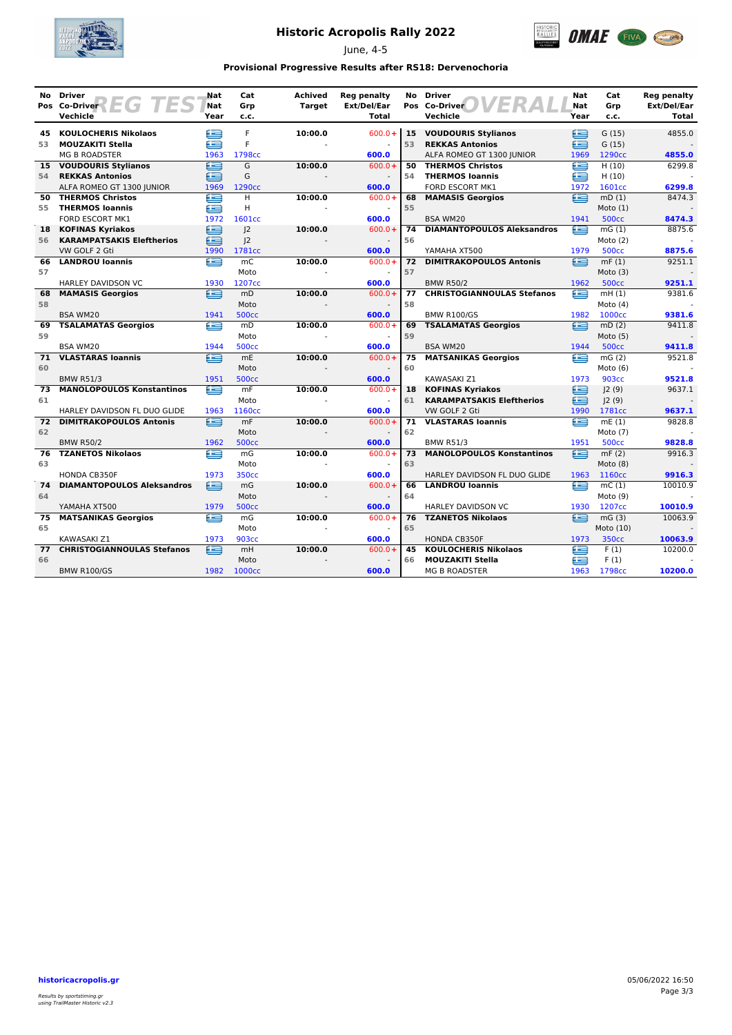# Historic Acropolis Rally 2022

June, 4-5

### Provisional Progressive Results after RS18: Dervenochoria

## REG TEST

| No | Pos | Driver / Co-Driver / Vechicle | Nat | Nat | Year | Cat Grp | c.c. | Achived Target | Reg penalty Ext/Del/Ear | Total |
|---|---|---|---|---|---|---|---|---|---|---|
| 45 | 53 | **KOULOCHERIS Nikolaos** / **MOUZAKITI Stella** / MG B ROADSTER | GR | GR | 1963 | F / F | 1798cc | 10:00.0 | 600.0+ | 600.0 |
| 15 | 54 | **VOUDOURIS Stylianos** / **REKKAS Antonios** / ALFA ROMEO GT 1300 JUNIOR | GR | GR | 1969 | G / G | 1290cc | 10:00.0 | 600.0+ | 600.0 |
| 50 | 55 | **THERMOS Christos** / **THERMOS Ioannis** / FORD ESCORT MK1 | GR | GR | 1972 | H / H | 1601cc | 10:00.0 | 600.0+ | 600.0 |
| 18 | 56 | **KOFINAS Kyriakos** / **KARAMPATSAKIS Eleftherios** / VW GOLF 2 Gti | GR | GR | 1990 | J2 / J2 | 1781cc | 10:00.0 | 600.0+ | 600.0 |
| 66 | 57 | **LANDROU Ioannis** / HARLEY DAVIDSON VC | GR | | 1930 | mC / Moto | 1207cc | 10:00.0 | 600.0+ | 600.0 |
| 68 | 58 | **MAMASIS Georgios** / BSA WM20 | GR | | 1941 | mD / Moto | 500cc | 10:00.0 | 600.0+ | 600.0 |
| 69 | 59 | **TSALAMATAS Georgios** / BSA WM20 | GR | | 1944 | mD / Moto | 500cc | 10:00.0 | 600.0+ | 600.0 |
| 71 | 60 | **VLASTARAS Ioannis** / BMW R51/3 | GR | | 1951 | mE / Moto | 500cc | 10:00.0 | 600.0+ | 600.0 |
| 73 | 61 | **MANOLOPOULOS Konstantinos** / HARLEY DAVIDSON FL DUO GLIDE | GR | | 1963 | mF / Moto | 1160cc | 10:00.0 | 600.0+ | 600.0 |
| 72 | 62 | **DIMITRAKOPOULOS Antonis** / BMW R50/2 | GR | | 1962 | mF / Moto | 500cc | 10:00.0 | 600.0+ | 600.0 |
| 76 | 63 | **TZANETOS Nikolaos** / HONDA CB350F | GR | | 1973 | mG / Moto | 350cc | 10:00.0 | 600.0+ | 600.0 |
| 74 | 64 | **DIAMANTOPOULOS Aleksandros** / YAMAHA XT500 | GR | | 1979 | mG / Moto | 500cc | 10:00.0 | 600.0+ | 600.0 |
| 75 | 65 | **MATSANIKAS Georgios** / KAWASAKI Z1 | GR | | 1973 | mG / Moto | 903cc | 10:00.0 | 600.0+ | 600.0 |
| 77 | 66 | **CHRISTOGIANNOULAS Stefanos** / BMW R100/GS | GR | | 1982 | mH / Moto | 1000cc | 10:00.0 | 600.0+ | 600.0 |

## OVERALL

| No | Pos | Driver / Co-Driver / Vechicle | Nat | Nat | Year | Cat Grp | c.c. | Reg penalty Ext/Del/Ear | Total |
|---|---|---|---|---|---|---|---|---|---|
| 15 | 53 | **VOUDOURIS Stylianos** / **REKKAS Antonios** / ALFA ROMEO GT 1300 JUNIOR | GR | GR | 1969 | G (15) / G (15) | 1290cc | 4855.0 | 4855.0 |
| 50 | 54 | **THERMOS Christos** / **THERMOS Ioannis** / FORD ESCORT MK1 | GR | GR | 1972 | H (10) / H (10) | 1601cc | 6299.8 | 6299.8 |
| 68 | 55 | **MAMASIS Georgios** / BSA WM20 | GR | | 1941 | mD (1) / Moto (1) | 500cc | 8474.3 | 8474.3 |
| 74 | 56 | **DIAMANTOPOULOS Aleksandros** / YAMAHA XT500 | GR | | 1979 | mG (1) / Moto (2) | 500cc | 8875.6 | 8875.6 |
| 72 | 57 | **DIMITRAKOPOULOS Antonis** / BMW R50/2 | GR | | 1962 | mF (1) / Moto (3) | 500cc | 9251.1 | 9251.1 |
| 77 | 58 | **CHRISTOGIANNOULAS Stefanos** / BMW R100/GS | GR | | 1982 | mH (1) / Moto (4) | 1000cc | 9381.6 | 9381.6 |
| 69 | 59 | **TSALAMATAS Georgios** / BSA WM20 | GR | | 1944 | mD (2) / Moto (5) | 500cc | 9411.8 | 9411.8 |
| 75 | 60 | **MATSANIKAS Georgios** / KAWASAKI Z1 | GR | | 1973 | mG (2) / Moto (6) | 903cc | 9521.8 | 9521.8 |
| 18 | 61 | **KOFINAS Kyriakos** / **KARAMPATSAKIS Eleftherios** / VW GOLF 2 Gti | GR | GR | 1990 | J2 (9) / J2 (9) | 1781cc | 9637.1 | 9637.1 |
| 71 | 62 | **VLASTARAS Ioannis** / BMW R51/3 | GR | | 1951 | mE (1) / Moto (7) | 500cc | 9828.8 | 9828.8 |
| 73 | 63 | **MANOLOPOULOS Konstantinos** / HARLEY DAVIDSON FL DUO GLIDE | GR | | 1963 | mF (2) / Moto (8) | 1160cc | 9916.3 | 9916.3 |
| 66 | 64 | **LANDROU Ioannis** / HARLEY DAVIDSON VC | GR | | 1930 | mC (1) / Moto (9) | 1207cc | 10010.9 | 10010.9 |
| 76 | 65 | **TZANETOS Nikolaos** / HONDA CB350F | GR | | 1973 | mG (3) / Moto (10) | 350cc | 10063.9 | 10063.9 |
| 45 | 66 | **KOULOCHERIS Nikolaos** / **MOUZAKITI Stella** / MG B ROADSTER | GR | GR | 1963 | F (1) / F (1) | 1798cc | 10200.0 | 10200.0 |

historicacropolis.gr

05/06/2022 16:50

*Results by sportstiming.gr using TrailMaster Historic v2.3*